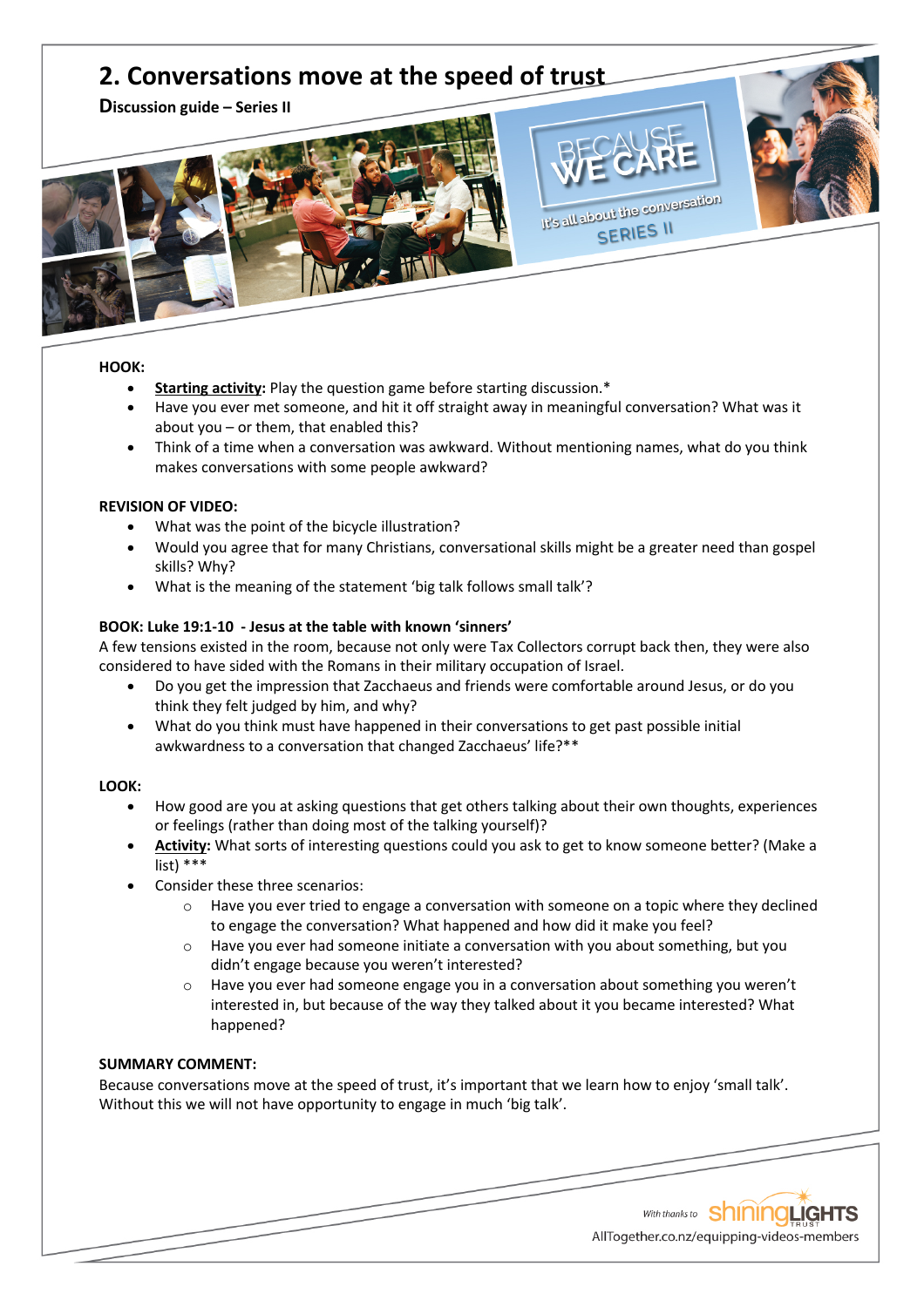# 2. Conversations move at the speed of trust

**Discussion guide – Series II**

**HOOK:**

- **Starting activity:** Play the question game before starting discussion.*
- Have you ever met someone, and hit it off straight away in meaningful conversation? What was it about you – or them, that enabled this?
- Think of a time when a conversation was awkward. Without mentioning names, what do you think makes conversations with some people awkward?

**REVISION OF VIDEO:**

- What was the point of the bicycle illustration?
- Would you agree that for many Christians, conversational skills might be a greater need than gospel skills? Why?
- What is the meaning of the statement 'big talk follows small talk'?

**BOOK: Luke 19:1-10 - Jesus at the table with known 'sinners'**

A few tensions existed in the room, because not only were Tax Collectors corrupt back then, they were also considered to have sided with the Romans in their military occupation of Israel.

- Do you get the impression that Zacchaeus and friends were comfortable around Jesus, or do you think they felt judged by him, and why?
- What do you think must have happened in their conversations to get past possible initial awkwardness to a conversation that changed Zacchaeus' life?**

**LOOK:**

- How good are you at asking questions that get others talking about their own thoughts, experiences or feelings (rather than doing most of the talking yourself)?
- **Activity:** What sorts of interesting questions could you ask to get to know someone better? (Make a list) ***
- Consider these three scenarios:
  - Have you ever tried to engage a conversation with someone on a topic where they declined to engage the conversation? What happened and how did it make you feel?
  - Have you ever had someone initiate a conversation with you about something, but you didn't engage because you weren't interested?
  - Have you ever had someone engage you in a conversation about something you weren't interested in, but because of the way they talked about it you became interested? What happened?

**SUMMARY COMMENT:**

Because conversations move at the speed of trust, it's important that we learn how to enjoy 'small talk'. Without this we will not have opportunity to engage in much 'big talk'.

With thanks to shiningLIGHTS TRUST

AllTogether.co.nz/equipping-videos-members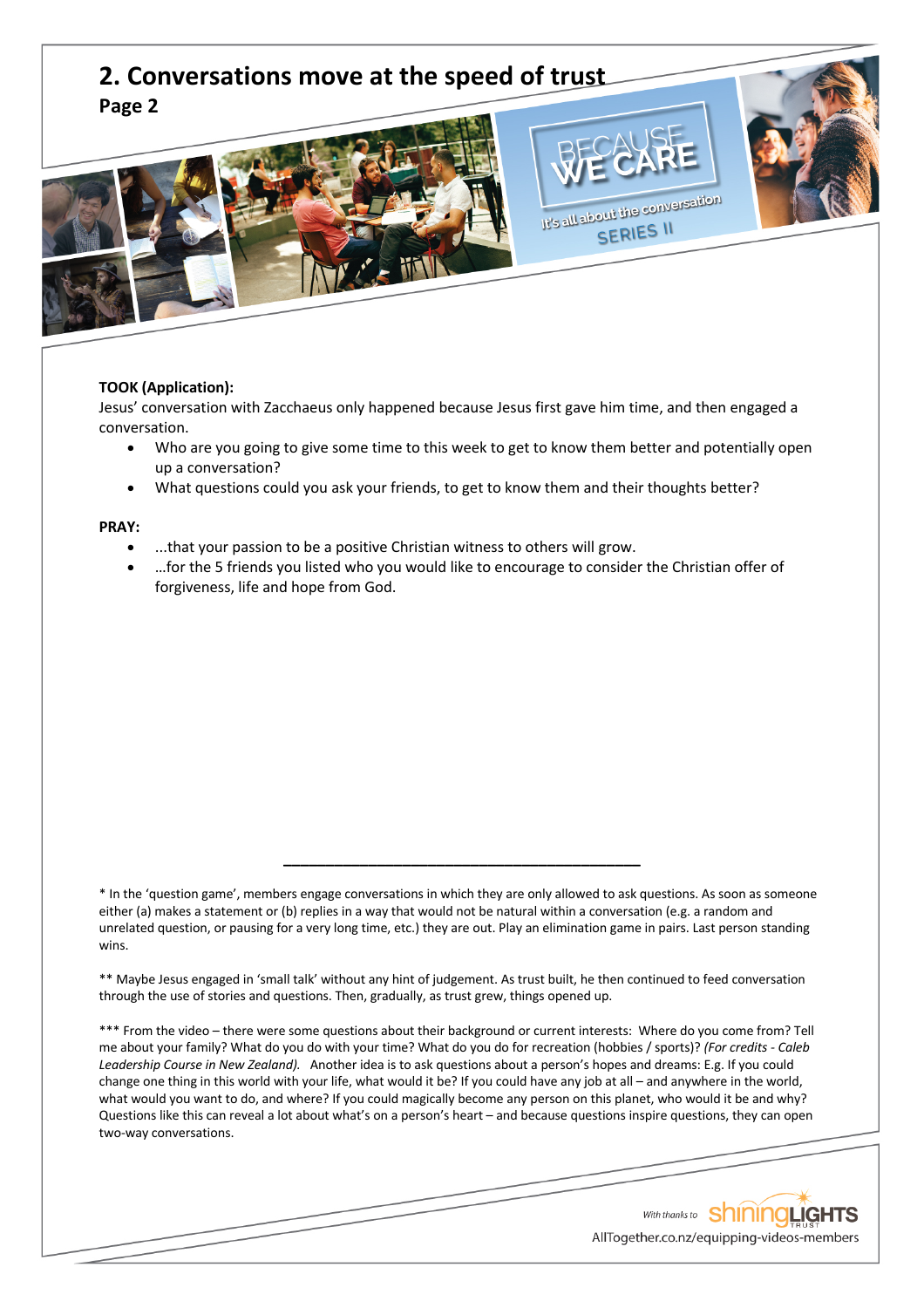## 2. Conversations move at the speed of trust

### Page 2

**TOOK (Application):**

Jesus' conversation with Zacchaeus only happened because Jesus first gave him time, and then engaged a conversation.

- Who are you going to give some time to this week to get to know them better and potentially open up a conversation?
- What questions could you ask your friends, to get to know them and their thoughts better?

**PRAY:**

- ...that your passion to be a positive Christian witness to others will grow.
- …for the 5 friends you listed who you would like to encourage to consider the Christian offer of forgiveness, life and hope from God.

---

* In the 'question game', members engage conversations in which they are only allowed to ask questions. As soon as someone either (a) makes a statement or (b) replies in a way that would not be natural within a conversation (e.g. a random and unrelated question, or pausing for a very long time, etc.) they are out. Play an elimination game in pairs. Last person standing wins.

** Maybe Jesus engaged in 'small talk' without any hint of judgement. As trust built, he then continued to feed conversation through the use of stories and questions. Then, gradually, as trust grew, things opened up.

*** From the video – there were some questions about their background or current interests: Where do you come from? Tell me about your family? What do you do with your time? What do you do for recreation (hobbies / sports)? *(For credits - Caleb Leadership Course in New Zealand).* Another idea is to ask questions about a person's hopes and dreams: E.g. If you could change one thing in this world with your life, what would it be? If you could have any job at all – and anywhere in the world, what would you want to do, and where? If you could magically become any person on this planet, who would it be and why? Questions like this can reveal a lot about what's on a person's heart – and because questions inspire questions, they can open two-way conversations.

With thanks to Shining Lights Trust

AllTogether.co.nz/equipping-videos-members